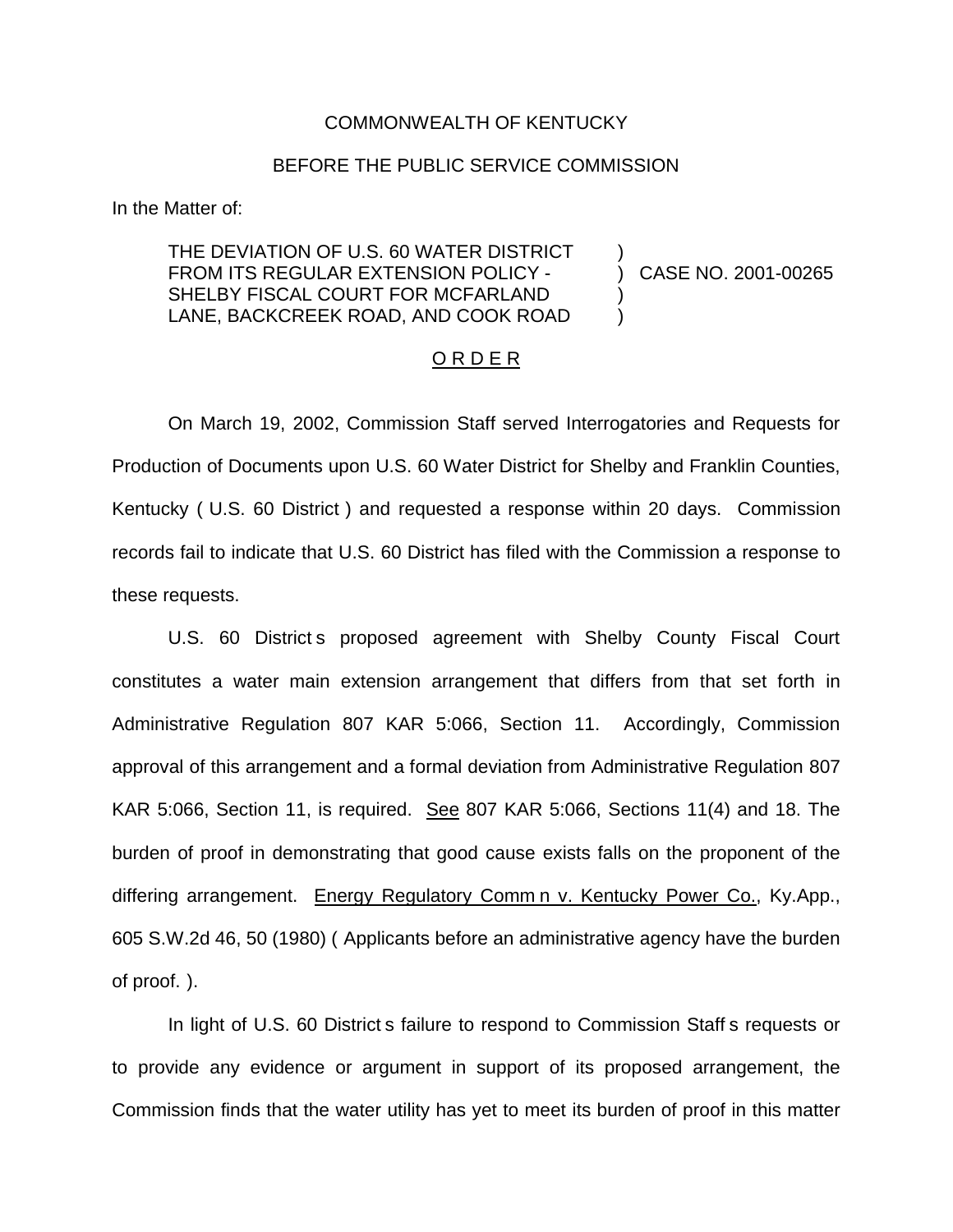COMMONWEALTH OF KENTUCKY

BEFORE THE PUBLIC SERVICE COMMISSION

In the Matter of:

THE DEVIATION OF U.S. 60 WATER DISTRICT FROM ITS REGULAR EXTENSION POLICY - SHELBY FISCAL COURT FOR MCFARLAND LANE, BACKCREEK ROAD, AND COOK ROAD ) CASE NO. 2001-00265

O R D E R

On March 19, 2002, Commission Staff served Interrogatories and Requests for Production of Documents upon U.S. 60 Water District for Shelby and Franklin Counties, Kentucky ( U.S. 60 District ) and requested a response within 20 days. Commission records fail to indicate that U.S. 60 District has filed with the Commission a response to these requests.

U.S. 60 District s proposed agreement with Shelby County Fiscal Court constitutes a water main extension arrangement that differs from that set forth in Administrative Regulation 807 KAR 5:066, Section 11. Accordingly, Commission approval of this arrangement and a formal deviation from Administrative Regulation 807 KAR 5:066, Section 11, is required. See 807 KAR 5:066, Sections 11(4) and 18. The burden of proof in demonstrating that good cause exists falls on the proponent of the differing arrangement. Energy Regulatory Comm n v. Kentucky Power Co., Ky.App., 605 S.W.2d 46, 50 (1980) ( Applicants before an administrative agency have the burden of proof. ).

In light of U.S. 60 District s failure to respond to Commission Staff s requests or to provide any evidence or argument in support of its proposed arrangement, the Commission finds that the water utility has yet to meet its burden of proof in this matter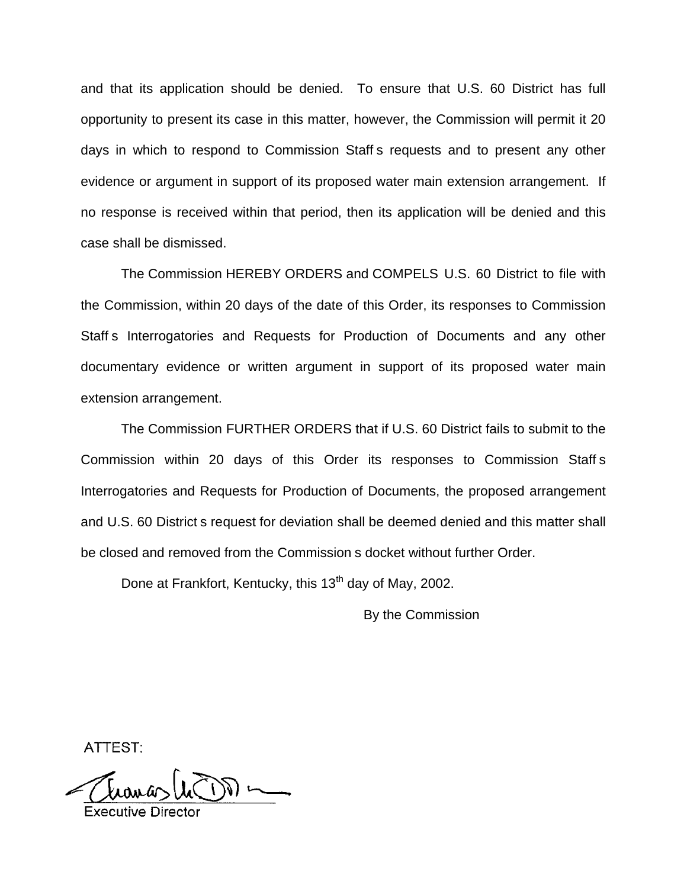and that its application should be denied. To ensure that U.S. 60 District has full opportunity to present its case in this matter, however, the Commission will permit it 20 days in which to respond to Commission Staff s requests and to present any other evidence or argument in support of its proposed water main extension arrangement. If no response is received within that period, then its application will be denied and this case shall be dismissed.

The Commission HEREBY ORDERS and COMPELS U.S. 60 District to file with the Commission, within 20 days of the date of this Order, its responses to Commission Staff s Interrogatories and Requests for Production of Documents and any other documentary evidence or written argument in support of its proposed water main extension arrangement.

The Commission FURTHER ORDERS that if U.S. 60 District fails to submit to the Commission within 20 days of this Order its responses to Commission Staff s Interrogatories and Requests for Production of Documents, the proposed arrangement and U.S. 60 District s request for deviation shall be deemed denied and this matter shall be closed and removed from the Commission s docket without further Order.

Done at Frankfort, Kentucky, this 13th day of May, 2002.

By the Commission

ATTEST:

Executive Director